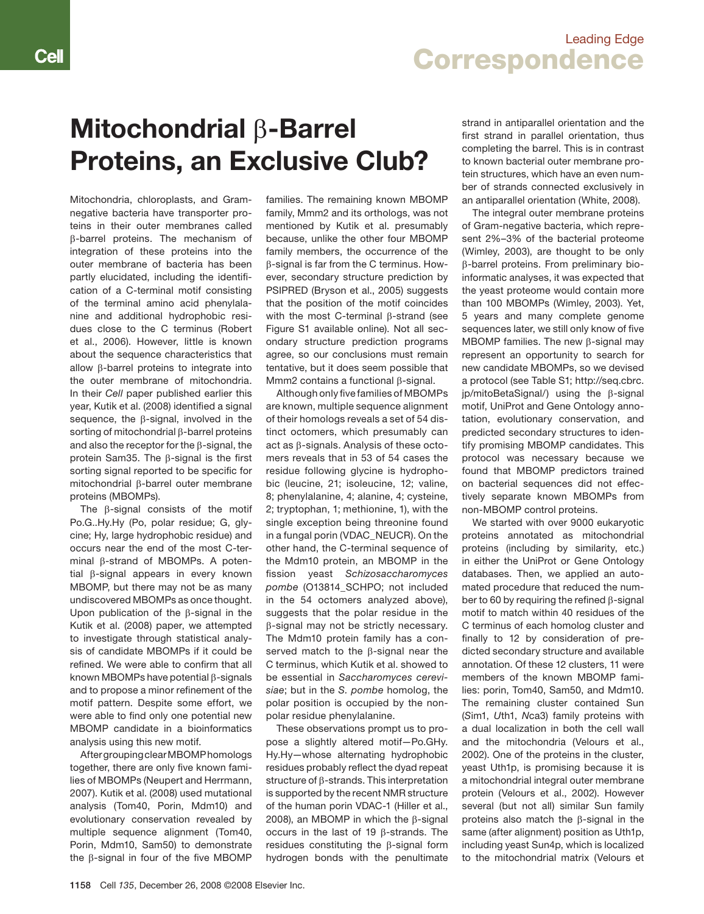# Mitochondrial β-Barrel Proteins, an Exclusive Club?

Mitochondria, chloroplasts, and Gram-negative bacteria have transporter proteins in their outer membranes called β-barrel proteins. The mechanism of integration of these proteins into the outer membrane of bacteria has been partly elucidated, including the identification of a C-terminal motif consisting of the terminal amino acid phenylalanine and additional hydrophobic residues close to the C terminus (Robert et al., 2006). However, little is known about the sequence characteristics that allow β-barrel proteins to integrate into the outer membrane of mitochondria. In their *Cell* paper published earlier this year, Kutik et al. (2008) identified a signal sequence, the β-signal, involved in the sorting of mitochondrial β-barrel proteins and also the receptor for the β-signal, the protein Sam35. The β-signal is the first sorting signal reported to be specific for mitochondrial β-barrel outer membrane proteins (MBOMPs).

The β-signal consists of the motif Po.G..Hy.Hy (Po, polar residue; G, glycine; Hy, large hydrophobic residue) and occurs near the end of the most C-terminal β-strand of MBOMPs. A potential β-signal appears in every known MBOMP, but there may not be as many undiscovered MBOMPs as once thought. Upon publication of the β-signal in the Kutik et al. (2008) paper, we attempted to investigate through statistical analysis of candidate MBOMPs if it could be refined. We were able to confirm that all known MBOMPs have potential β-signals and to propose a minor refinement of the motif pattern. Despite some effort, we were able to find only one potential new MBOMP candidate in a bioinformatics analysis using this new motif.

After grouping clear MBOMP homologs together, there are only five known families of MBOMPs (Neupert and Herrmann, 2007). Kutik et al. (2008) used mutational analysis (Tom40, Porin, Mdm10) and evolutionary conservation revealed by multiple sequence alignment (Tom40, Porin, Mdm10, Sam50) to demonstrate the β-signal in four of the five MBOMP families. The remaining known MBOMP family, Mmm2 and its orthologs, was not mentioned by Kutik et al. presumably because, unlike the other four MBOMP family members, the occurrence of the β-signal is far from the C terminus. However, secondary structure prediction by PSIPRED (Bryson et al., 2005) suggests that the position of the motif coincides with the most C-terminal β-strand (see Figure S1 available online). Not all secondary structure prediction programs agree, so our conclusions must remain tentative, but it does seem possible that Mmm2 contains a functional β-signal.

Although only five families of MBOMPs are known, multiple sequence alignment of their homologs reveals a set of 54 distinct octomers, which presumably can act as β-signals. Analysis of these octomers reveals that in 53 of 54 cases the residue following glycine is hydrophobic (leucine, 21; isoleucine, 12; valine, 8; phenylalanine, 4; alanine, 4; cysteine, 2; tryptophan, 1; methionine, 1), with the single exception being threonine found in a fungal porin (VDAC_NEUCR). On the other hand, the C-terminal sequence of the Mdm10 protein, an MBOMP in the fission yeast *Schizosaccharomyces pombe* (O13814_SCHPO; not included in the 54 octomers analyzed above), suggests that the polar residue in the β-signal may not be strictly necessary. The Mdm10 protein family has a conserved match to the β-signal near the C terminus, which Kutik et al. showed to be essential in *Saccharomyces cerevisiae*; but in the *S. pombe* homolog, the polar position is occupied by the nonpolar residue phenylalanine.

These observations prompt us to propose a slightly altered motif—Po.GHy. Hy.Hy—whose alternating hydrophobic residues probably reflect the dyad repeat structure of β-strands. This interpretation is supported by the recent NMR structure of the human porin VDAC-1 (Hiller et al., 2008), an MBOMP in which the β-signal occurs in the last of 19 β-strands. The residues constituting the β-signal form hydrogen bonds with the penultimate strand in antiparallel orientation and the first strand in parallel orientation, thus completing the barrel. This is in contrast to known bacterial outer membrane protein structures, which have an even number of strands connected exclusively in an antiparallel orientation (White, 2008).

The integral outer membrane proteins of Gram-negative bacteria, which represent 2%–3% of the bacterial proteome (Wimley, 2003), are thought to be only β-barrel proteins. From preliminary bioinformatic analyses, it was expected that the yeast proteome would contain more than 100 MBOMPs (Wimley, 2003). Yet, 5 years and many complete genome sequences later, we still only know of five MBOMP families. The new β-signal may represent an opportunity to search for new candidate MBOMPs, so we devised a protocol (see Table S1; http://seq.cbrc.jp/mitoBetaSignal/) using the β-signal motif, UniProt and Gene Ontology annotation, evolutionary conservation, and predicted secondary structures to identify promising MBOMP candidates. This protocol was necessary because we found that MBOMP predictors trained on bacterial sequences did not effectively separate known MBOMPs from non-MBOMP control proteins.

We started with over 9000 eukaryotic proteins annotated as mitochondrial proteins (including by similarity, etc.) in either the UniProt or Gene Ontology databases. Then, we applied an automated procedure that reduced the number to 60 by requiring the refined β-signal motif to match within 40 residues of the C terminus of each homolog cluster and finally to 12 by consideration of predicted secondary structure and available annotation. Of these 12 clusters, 11 were members of the known MBOMP families: porin, Tom40, Sam50, and Mdm10. The remaining cluster contained Sun (*S*im1, *U*th1, *N*ca3) family proteins with a dual localization in both the cell wall and the mitochondria (Velours et al., 2002). One of the proteins in the cluster, yeast Uth1p, is promising because it is a mitochondrial integral outer membrane protein (Velours et al., 2002). However several (but not all) similar Sun family proteins also match the β-signal in the same (after alignment) position as Uth1p, including yeast Sun4p, which is localized to the mitochondrial matrix (Velours et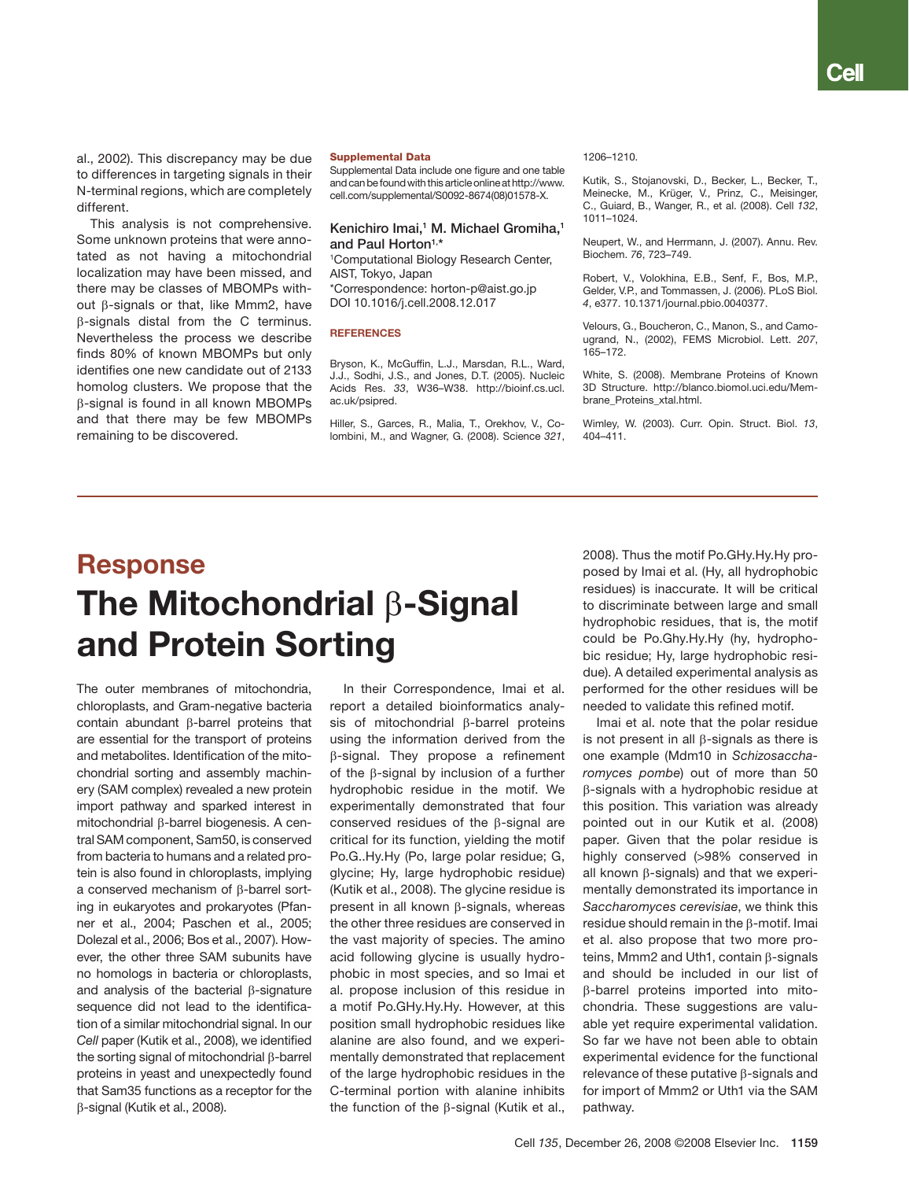al., 2002). This discrepancy may be due to differences in targeting signals in their N-terminal regions, which are completely different.

This analysis is not comprehensive. Some unknown proteins that were annotated as not having a mitochondrial localization may have been missed, and there may be classes of MBOMPs without β-signals or that, like Mmm2, have β-signals distal from the C terminus. Nevertheless the process we describe finds 80% of known MBOMPs but only identifies one new candidate out of 2133 homolog clusters. We propose that the β-signal is found in all known MBOMPs and that there may be few MBOMPs remaining to be discovered.

**Supplemental Data**

Supplemental Data include one figure and one table and can be found with this article online at http://www.cell.com/supplemental/S0092-8674(08)01578-X.

**Kenichiro Imai,[1] M. Michael Gromiha,[1] and Paul Horton[1,*]**

[1]Computational Biology Research Center, AIST, Tokyo, Japan
*Correspondence: horton-p@aist.go.jp
DOI 10.1016/j.cell.2008.12.017

**REFERENCES**

Bryson, K., McGuffin, L.J., Marsdan, R.L., Ward, J.J., Sodhi, J.S., and Jones, D.T. (2005). Nucleic Acids Res. *33*, W36–W38. http://bioinf.cs.ucl.ac.uk/psipred.

Hiller, S., Garces, R., Malia, T., Orekhov, V., Colombini, M., and Wagner, G. (2008). Science *321*, 1206–1210.

Kutik, S., Stojanovski, D., Becker, L., Becker, T., Meinecke, M., Krüger, V., Prinz, C., Meisinger, C., Guiard, B., Wagner, R., et al. (2008). Cell *132*, 1011–1024.

Neupert, W., and Herrmann, J. (2007). Annu. Rev. Biochem. *76*, 723–749.

Robert, V., Volokhina, E.B., Senf, F., Bos, M.P., Gelder, V.P., and Tommassen, J. (2006). PLoS Biol. *4*, e377. 10.1371/journal.pbio.0040377.

Velours, G., Boucheron, C., Manon, S., and Camougrand, N., (2002), FEMS Microbiol. Lett. *207*, 165–172.

White, S. (2008). Membrane Proteins of Known 3D Structure. http://blanco.biomol.uci.edu/Membrane_Proteins_xtal.html.

Wimley, W. (2003). Curr. Opin. Struct. Biol. *13*, 404–411.

# Response

# The Mitochondrial β-Signal and Protein Sorting

The outer membranes of mitochondria, chloroplasts, and Gram-negative bacteria contain abundant β-barrel proteins that are essential for the transport of proteins and metabolites. Identification of the mitochondrial sorting and assembly machinery (SAM complex) revealed a new protein import pathway and sparked interest in mitochondrial β-barrel biogenesis. A central SAM component, Sam50, is conserved from bacteria to humans and a related protein is also found in chloroplasts, implying a conserved mechanism of β-barrel sorting in eukaryotes and prokaryotes (Pfanner et al., 2004; Paschen et al., 2005; Dolezal et al., 2006; Bos et al., 2007). However, the other three SAM subunits have no homologs in bacteria or chloroplasts, and analysis of the bacterial β-signature sequence did not lead to the identification of a similar mitochondrial signal. In our *Cell* paper (Kutik et al., 2008), we identified the sorting signal of mitochondrial β-barrel proteins in yeast and unexpectedly found that Sam35 functions as a receptor for the β-signal (Kutik et al., 2008).

In their Correspondence, Imai et al. report a detailed bioinformatics analysis of mitochondrial β-barrel proteins using the information derived from the β-signal. They propose a refinement of the β-signal by inclusion of a further hydrophobic residue in the motif. We experimentally demonstrated that four conserved residues of the β-signal are critical for its function, yielding the motif Po.G..Hy.Hy (Po, large polar residue; G, glycine; Hy, large hydrophobic residue) (Kutik et al., 2008). The glycine residue is present in all known β-signals, whereas the other three residues are conserved in the vast majority of species. The amino acid following glycine is usually hydrophobic in most species, and so Imai et al. propose inclusion of this residue in a motif Po.GHy.Hy.Hy. However, at this position small hydrophobic residues like alanine are also found, and we experimentally demonstrated that replacement of the large hydrophobic residues in the C-terminal portion with alanine inhibits the function of the β-signal (Kutik et al., 2008). Thus the motif Po.GHy.Hy.Hy proposed by Imai et al. (Hy, all hydrophobic residues) is inaccurate. It will be critical to discriminate between large and small hydrophobic residues, that is, the motif could be Po.Ghy.Hy.Hy (hy, hydrophobic residue; Hy, large hydrophobic residue). A detailed experimental analysis as performed for the other residues will be needed to validate this refined motif.

Imai et al. note that the polar residue is not present in all β-signals as there is one example (Mdm10 in *Schizosaccharomyces pombe*) out of more than 50 β-signals with a hydrophobic residue at this position. This variation was already pointed out in our Kutik et al. (2008) paper. Given that the polar residue is highly conserved (>98% conserved in all known β-signals) and that we experimentally demonstrated its importance in *Saccharomyces cerevisiae*, we think this residue should remain in the β-motif. Imai et al. also propose that two more proteins, Mmm2 and Uth1, contain β-signals and should be included in our list of β-barrel proteins imported into mitochondria. These suggestions are valuable yet require experimental validation. So far we have not been able to obtain experimental evidence for the functional relevance of these putative β-signals and for import of Mmm2 or Uth1 via the SAM pathway.